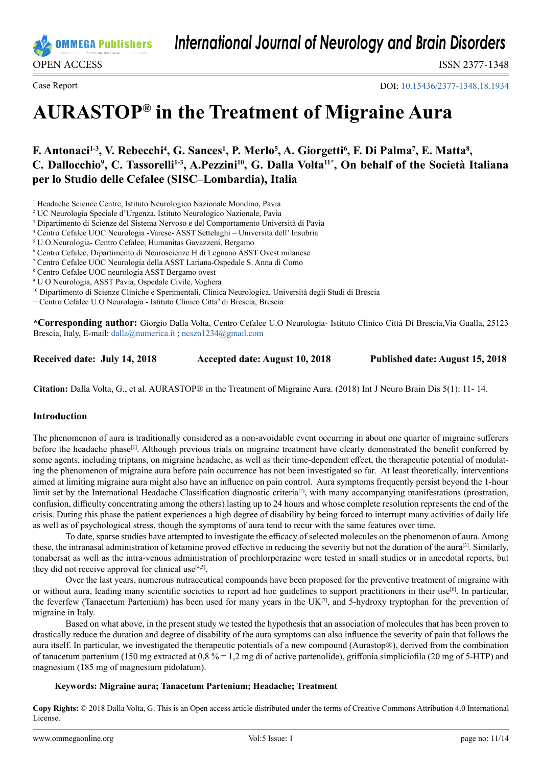OPEN ACCESS

ISSN 2377-1348

Case Report

DOI: 10.15436/2377-1348.18.1934

# AURASTOP® in the Treatment of Migraine Aura

**F. Antonaci[1-3], V. Rebecchi[4], G. Sances[1], P. Merlo[5], A. Giorgetti[6], F. Di Palma[7], E. Matta[8], C. Dallocchio[9], C. Tassorelli[1-3], A.Pezzini[10], G. Dalla Volta[11*], On behalf of the Società Italiana per lo Studio delle Cefalee (SISC–Lombardia), Italia**

[1] Headache Science Centre, Istituto Neurologico Nazionale Mondino, Pavia
[2] UC Neurologia Speciale d'Urgenza, Istituto Neurologico Nazionale, Pavia
[3] Dipartimento di Scienze del Sistema Nervoso e del Comportamento Università di Pavia
[4] Centro Cefalee UOC Neurologia -Varese- ASST Settelaghi – Università dell' Insubria
[5] U.O.Neurologia- Centro Cefalee, Humanitas Gavazzeni, Bergamo
[6] Centro Cefalee, Dipartimento di Neuroscienze H di Legnano ASST Ovest milanese
[7] Centro Cefalee UOC Neurologia della ASST Lariana-Ospedale S. Anna di Como
[8] Centro Cefalee UOC neurologia ASST Bergamo ovest
[9] U O Neurologia, ASST Pavia, Ospedale Civile, Voghera
[10] Dipartimento di Scienze Cliniche e Sperimentali, Clinica Neurologica, Università degli Studi di Brescia
[11] Centro Cefalee U.O Neurologia - Istituto Clinico Citta' di Brescia, Brescia

**\*Corresponding author:** Giorgio Dalla Volta, Centro Cefalee U.O Neurologia- Istituto Clinico Città Di Brescia,Via Gualla, 25123 Brescia, Italy, E-mail: dalla@numerica.it ; ncszn1234@gmail.com

**Received date: July 14, 2018** | **Accepted date: August 10, 2018** | **Published date: August 15, 2018**

**Citation:** Dalla Volta, G., et al. AURASTOP® in the Treatment of Migraine Aura. (2018) Int J Neuro Brain Dis 5(1): 11- 14.

## Introduction

The phenomenon of aura is traditionally considered as a non-avoidable event occurring in about one quarter of migraine sufferers before the headache phase[1]. Although previous trials on migraine treatment have clearly demonstrated the benefit conferred by some agents, including triptans, on migraine headache, as well as their time-dependent effect, the therapeutic potential of modulating the phenomenon of migraine aura before pain occurrence has not been investigated so far. At least theoretically, interventions aimed at limiting migraine aura might also have an influence on pain control. Aura symptoms frequently persist beyond the 1-hour limit set by the International Headache Classification diagnostic criteria[2], with many accompanying manifestations (prostration, confusion, difficulty concentrating among the others) lasting up to 24 hours and whose complete resolution represents the end of the crisis. During this phase the patient experiences a high degree of disability by being forced to interrupt many activities of daily life as well as of psychological stress, though the symptoms of aura tend to recur with the same features over time.

To date, sparse studies have attempted to investigate the efficacy of selected molecules on the phenomenon of aura. Among these, the intranasal administration of ketamine proved effective in reducing the severity but not the duration of the aura[3]. Similarly, tonabersat as well as the intra-venous administration of prochlorperazine were tested in small studies or in anecdotal reports, but they did not receive approval for clinical use[4,5].

Over the last years, numerous nutraceutical compounds have been proposed for the preventive treatment of migraine with or without aura, leading many scientific societies to report ad hoc guidelines to support practitioners in their use[6]. In particular, the feverfew (Tanacetum Partenium) has been used for many years in the UK[7], and 5-hydroxy tryptophan for the prevention of migraine in Italy.

Based on what above, in the present study we tested the hypothesis that an association of molecules that has been proven to drastically reduce the duration and degree of disability of the aura symptoms can also influence the severity of pain that follows the aura itself. In particular, we investigated the therapeutic potentials of a new compound (Aurastop®), derived from the combination of tanacetum partenium (150 mg extracted at 0,8 % = 1,2 mg di of active partenolide), griffonia simpliciofila (20 mg of 5-HTP) and magnesium (185 mg of magnesium pidolatum).

**Keywords: Migraine aura; Tanacetum Partenium; Headache; Treatment**

**Copy Rights:** © 2018 Dalla Volta, G. This is an Open access article distributed under the terms of Creative Commons Attribution 4.0 International License.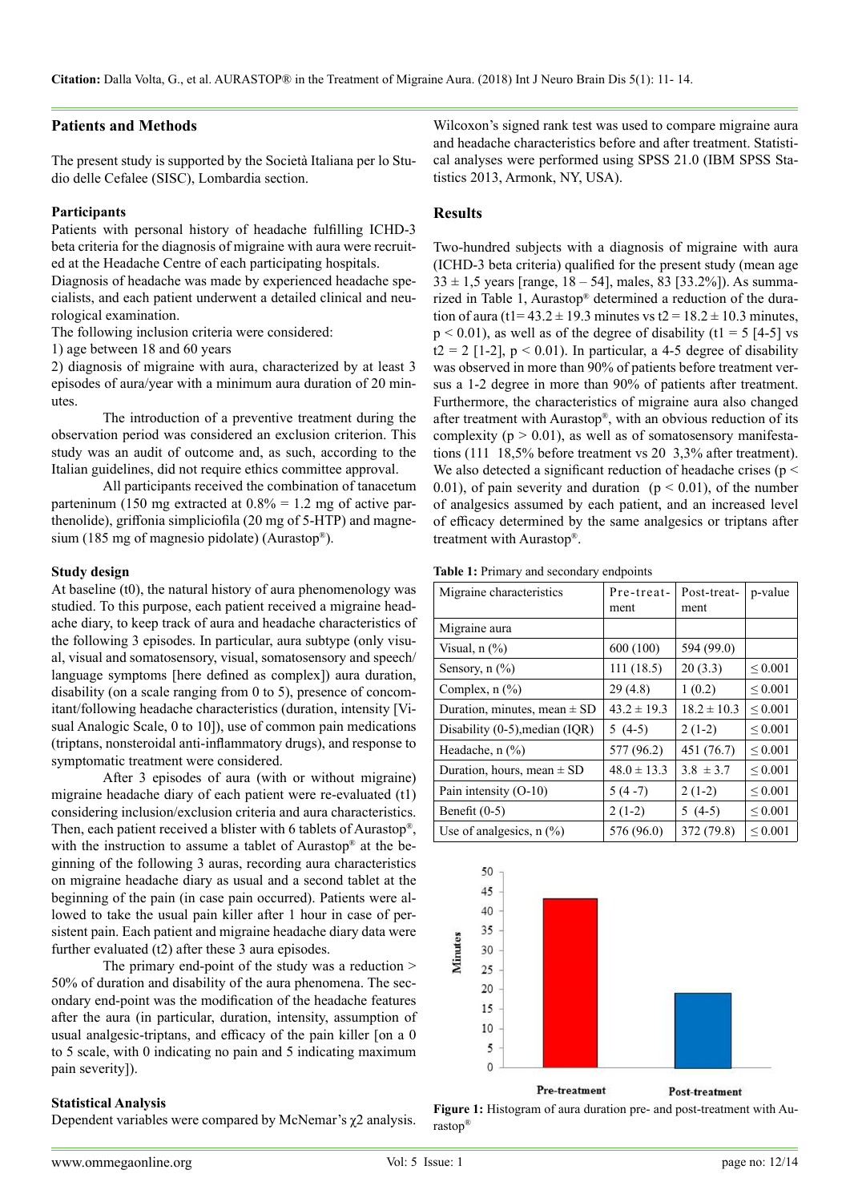## Patients and Methods

The present study is supported by the Società Italiana per lo Studio delle Cefalee (SISC), Lombardia section.

### Participants

Patients with personal history of headache fulfilling ICHD-3 beta criteria for the diagnosis of migraine with aura were recruited at the Headache Centre of each participating hospitals.

Diagnosis of headache was made by experienced headache specialists, and each patient underwent a detailed clinical and neurological examination.

The following inclusion criteria were considered:

1) age between 18 and 60 years

2) diagnosis of migraine with aura, characterized by at least 3 episodes of aura/year with a minimum aura duration of 20 minutes.

The introduction of a preventive treatment during the observation period was considered an exclusion criterion. This study was an audit of outcome and, as such, according to the Italian guidelines, did not require ethics committee approval.

All participants received the combination of tanacetum parteninum (150 mg extracted at 0.8% = 1.2 mg of active parthenolide), griffonia simpliciofila (20 mg of 5-HTP) and magnesium (185 mg of magnesio pidolate) (Aurastop®).

### Study design

At baseline (t0), the natural history of aura phenomenology was studied. To this purpose, each patient received a migraine headache diary, to keep track of aura and headache characteristics of the following 3 episodes. In particular, aura subtype (only visual, visual and somatosensory, visual, somatosensory and speech/language symptoms [here defined as complex]) aura duration, disability (on a scale ranging from 0 to 5), presence of concomitant/following headache characteristics (duration, intensity [Visual Analogic Scale, 0 to 10]), use of common pain medications (triptans, nonsteroidal anti-inflammatory drugs), and response to symptomatic treatment were considered.

After 3 episodes of aura (with or without migraine) migraine headache diary of each patient were re-evaluated (t1) considering inclusion/exclusion criteria and aura characteristics. Then, each patient received a blister with 6 tablets of Aurastop®, with the instruction to assume a tablet of Aurastop® at the beginning of the following 3 auras, recording aura characteristics on migraine headache diary as usual and a second tablet at the beginning of the pain (in case pain occurred). Patients were allowed to take the usual pain killer after 1 hour in case of persistent pain. Each patient and migraine headache diary data were further evaluated (t2) after these 3 aura episodes.

The primary end-point of the study was a reduction > 50% of duration and disability of the aura phenomena. The secondary end-point was the modification of the headache features after the aura (in particular, duration, intensity, assumption of usual analgesic-triptans, and efficacy of the pain killer [on a 0 to 5 scale, with 0 indicating no pain and 5 indicating maximum pain severity]).

### Statistical Analysis

Dependent variables were compared by McNemar's $\chi 2$ analysis. Wilcoxon's signed rank test was used to compare migraine aura and headache characteristics before and after treatment. Statistical analyses were performed using SPSS 21.0 (IBM SPSS Statistics 2013, Armonk, NY, USA).

## Results

Two-hundred subjects with a diagnosis of migraine with aura (ICHD-3 beta criteria) qualified for the present study (mean age 33 ± 1,5 years [range, 18 – 54], males, 83 [33.2%]). As summarized in Table 1, Aurastop® determined a reduction of the duration of aura ($t1 = 43.2 \pm 19.3$ minutes vs $t2 = 18.2 \pm 10.3$ minutes, $p < 0.01$), as well as of the degree of disability ($t1 = 5$ [4-5] vs $t2 = 2$ [1-2], $p < 0.01$). In particular, a 4-5 degree of disability was observed in more than 90% of patients before treatment versus a 1-2 degree in more than 90% of patients after treatment. Furthermore, the characteristics of migraine aura also changed after treatment with Aurastop®, with an obvious reduction of its complexity ($p > 0.01$), as well as of somatosensory manifestations (111 18,5% before treatment vs 20 3,3% after treatment). We also detected a significant reduction of headache crises ($p < 0.01$), of pain severity and duration ($p < 0.01$), of the number of analgesics assumed by each patient, and an increased level of efficacy determined by the same analgesics or triptans after treatment with Aurastop®.

**Table 1:** Primary and secondary endpoints

| Migraine characteristics | Pre-treatment | Post-treatment | p-value |
|---|---|---|---|
| Migraine aura | | | |
| Visual, n (%) | 600 (100) | 594 (99.0) | |
| Sensory, n (%) | 111 (18.5) | 20 (3.3) | ≤ 0.001 |
| Complex, n (%) | 29 (4.8) | 1 (0.2) | ≤ 0.001 |
| Duration, minutes, mean ± SD | 43.2 ± 19.3 | 18.2 ± 10.3 | ≤ 0.001 |
| Disability (0-5),median (IQR) | 5 (4-5) | 2 (1-2) | ≤ 0.001 |
| Headache, n (%) | 577 (96.2) | 451 (76.7) | ≤ 0.001 |
| Duration, hours, mean ± SD | 48.0 ± 13.3 | 3.8 ± 3.7 | ≤ 0.001 |
| Pain intensity (O-10) | 5 (4 -7) | 2 (1-2) | ≤ 0.001 |
| Benefit (0-5) | 2 (1-2) | 5 (4-5) | ≤ 0.001 |
| Use of analgesics, n (%) | 576 (96.0) | 372 (79.8) | ≤ 0.001 |

**Figure 1:** Histogram of aura duration pre- and post-treatment with Aurastop®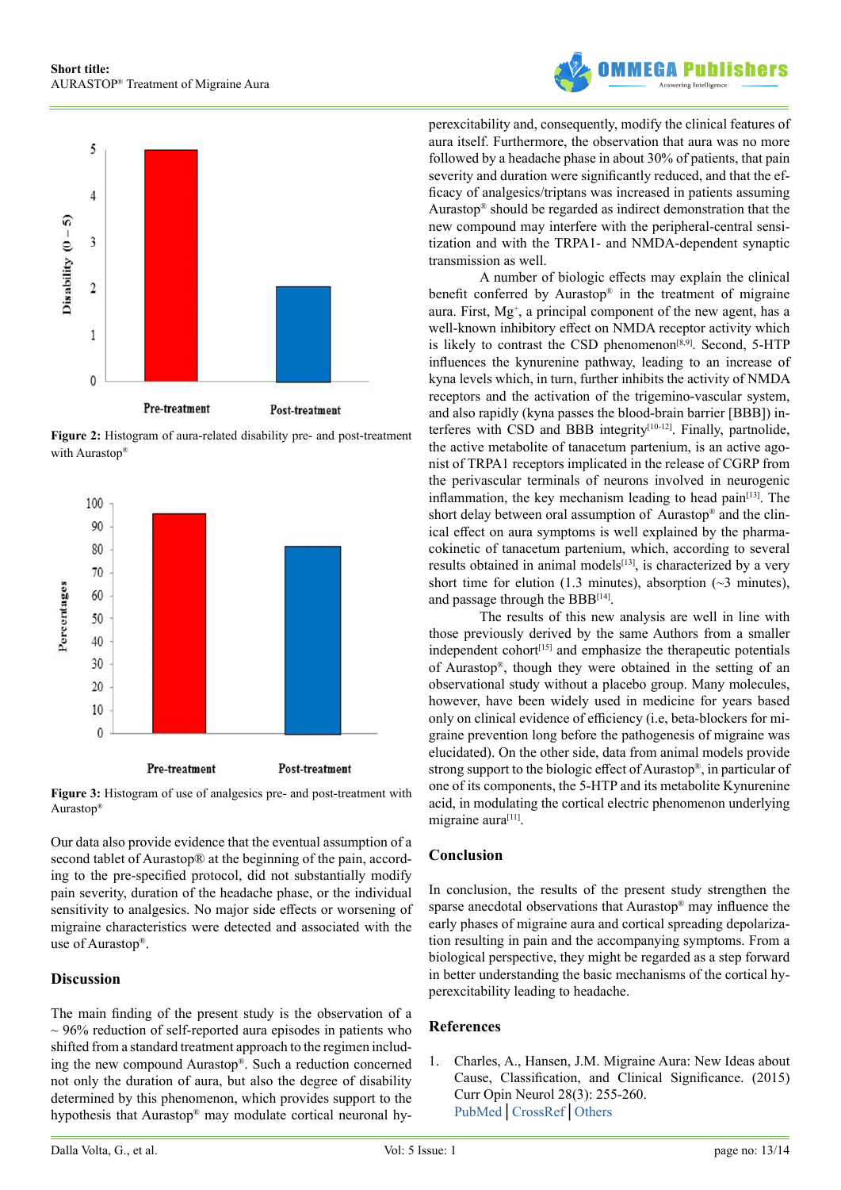Figure 2: Histogram of aura-related disability pre- and post-treatment with Aurastop®

Figure 3: Histogram of use of analgesics pre- and post-treatment with Aurastop®

Our data also provide evidence that the eventual assumption of a second tablet of Aurastop® at the beginning of the pain, according to the pre-specified protocol, did not substantially modify pain severity, duration of the headache phase, or the individual sensitivity to analgesics. No major side effects or worsening of migraine characteristics were detected and associated with the use of Aurastop®.

## Discussion

The main finding of the present study is the observation of a ~ 96% reduction of self-reported aura episodes in patients who shifted from a standard treatment approach to the regimen including the new compound Aurastop®. Such a reduction concerned not only the duration of aura, but also the degree of disability determined by this phenomenon, which provides support to the hypothesis that Aurastop® may modulate cortical neuronal hyperexcitability and, consequently, modify the clinical features of aura itself. Furthermore, the observation that aura was no more followed by a headache phase in about 30% of patients, that pain severity and duration were significantly reduced, and that the efficacy of analgesics/triptans was increased in patients assuming Aurastop® should be regarded as indirect demonstration that the new compound may interfere with the peripheral-central sensitization and with the TRPA1- and NMDA-dependent synaptic transmission as well.

A number of biologic effects may explain the clinical benefit conferred by Aurastop® in the treatment of migraine aura. First, $Mg^{+}$, a principal component of the new agent, has a well-known inhibitory effect on NMDA receptor activity which is likely to contrast the CSD phenomenon[8,9]. Second, 5-HTP influences the kynurenine pathway, leading to an increase of kyna levels which, in turn, further inhibits the activity of NMDA receptors and the activation of the trigemino-vascular system, and also rapidly (kyna passes the blood-brain barrier [BBB]) interferes with CSD and BBB integrity[10-12]. Finally, partnolide, the active metabolite of tanacetum partenium, is an active agonist of TRPA1 receptors implicated in the release of CGRP from the perivascular terminals of neurons involved in neurogenic inflammation, the key mechanism leading to head pain[13]. The short delay between oral assumption of Aurastop® and the clinical effect on aura symptoms is well explained by the pharmacokinetic of tanacetum partenium, which, according to several results obtained in animal models[13], is characterized by a very short time for elution (1.3 minutes), absorption (~3 minutes), and passage through the BBB[14].

The results of this new analysis are well in line with those previously derived by the same Authors from a smaller independent cohort[15] and emphasize the therapeutic potentials of Aurastop®, though they were obtained in the setting of an observational study without a placebo group. Many molecules, however, have been widely used in medicine for years based only on clinical evidence of efficiency (i.e, beta-blockers for migraine prevention long before the pathogenesis of migraine was elucidated). On the other side, data from animal models provide strong support to the biologic effect of Aurastop®, in particular of one of its components, the 5-HTP and its metabolite Kynurenine acid, in modulating the cortical electric phenomenon underlying migraine aura[11].

## Conclusion

In conclusion, the results of the present study strengthen the sparse anecdotal observations that Aurastop® may influence the early phases of migraine aura and cortical spreading depolarization resulting in pain and the accompanying symptoms. From a biological perspective, they might be regarded as a step forward in better understanding the basic mechanisms of the cortical hyperexcitability leading to headache.

## References

1. Charles, A., Hansen, J.M. Migraine Aura: New Ideas about Cause, Classification, and Clinical Significance. (2015) Curr Opin Neurol 28(3): 255-260.
PubMed | CrossRef | Others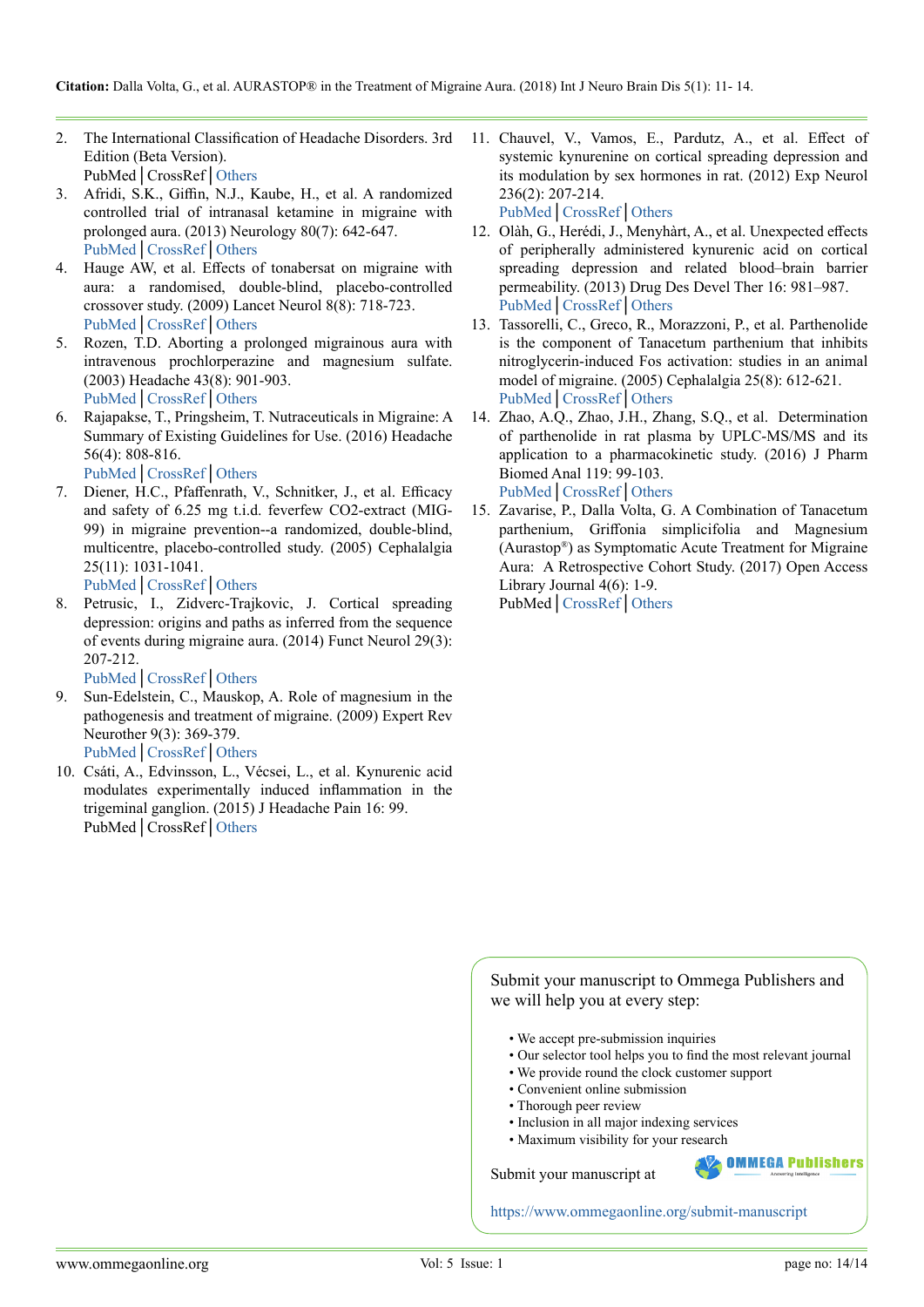2. The International Classification of Headache Disorders. 3rd Edition (Beta Version).
PubMed | CrossRef | Others

3. Afridi, S.K., Giffin, N.J., Kaube, H., et al. A randomized controlled trial of intranasal ketamine in migraine with prolonged aura. (2013) Neurology 80(7): 642-647.
PubMed | CrossRef | Others

4. Hauge AW, et al. Effects of tonabersat on migraine with aura: a randomised, double-blind, placebo-controlled crossover study. (2009) Lancet Neurol 8(8): 718-723.
PubMed | CrossRef | Others

5. Rozen, T.D. Aborting a prolonged migrainous aura with intravenous prochlorperazine and magnesium sulfate. (2003) Headache 43(8): 901-903.
PubMed | CrossRef | Others

6. Rajapakse, T., Pringsheim, T. Nutraceuticals in Migraine: A Summary of Existing Guidelines for Use. (2016) Headache 56(4): 808-816.
PubMed | CrossRef | Others

7. Diener, H.C., Pfaffenrath, V., Schnitker, J., et al. Efficacy and safety of 6.25 mg t.i.d. feverfew CO2-extract (MIG-99) in migraine prevention--a randomized, double-blind, multicentre, placebo-controlled study. (2005) Cephalalgia 25(11): 1031-1041.
PubMed | CrossRef | Others

8. Petrusic, I., Zidverc-Trajkovic, J. Cortical spreading depression: origins and paths as inferred from the sequence of events during migraine aura. (2014) Funct Neurol 29(3): 207-212.
PubMed | CrossRef | Others

9. Sun-Edelstein, C., Mauskop, A. Role of magnesium in the pathogenesis and treatment of migraine. (2009) Expert Rev Neurother 9(3): 369-379.
PubMed | CrossRef | Others

10. Csáti, A., Edvinsson, L., Vécsei, L., et al. Kynurenic acid modulates experimentally induced inflammation in the trigeminal ganglion. (2015) J Headache Pain 16: 99.
PubMed | CrossRef | Others

11. Chauvel, V., Vamos, E., Pardutz, A., et al. Effect of systemic kynurenine on cortical spreading depression and its modulation by sex hormones in rat. (2012) Exp Neurol 236(2): 207-214.
PubMed | CrossRef | Others

12. Olàh, G., Herédi, J., Menyhàrt, A., et al. Unexpected effects of peripherally administered kynurenic acid on cortical spreading depression and related blood–brain barrier permeability. (2013) Drug Des Devel Ther 16: 981–987.
PubMed | CrossRef | Others

13. Tassorelli, C., Greco, R., Morazzoni, P., et al. Parthenolide is the component of Tanacetum parthenium that inhibits nitroglycerin-induced Fos activation: studies in an animal model of migraine. (2005) Cephalalgia 25(8): 612-621.
PubMed | CrossRef | Others

14. Zhao, A.Q., Zhao, J.H., Zhang, S.Q., et al. Determination of parthenolide in rat plasma by UPLC-MS/MS and its application to a pharmacokinetic study. (2016) J Pharm Biomed Anal 119: 99-103.
PubMed | CrossRef | Others

15. Zavarise, P., Dalla Volta, G. A Combination of Tanacetum parthenium, Griffonia simplicifolia and Magnesium (Aurastop®) as Symptomatic Acute Treatment for Migraine Aura: A Retrospective Cohort Study. (2017) Open Access Library Journal 4(6): 1-9.
PubMed | CrossRef | Others

Submit your manuscript to Ommega Publishers and we will help you at every step:

- We accept pre-submission inquiries
- Our selector tool helps you to find the most relevant journal
- We provide round the clock customer support
- Convenient online submission
- Thorough peer review
- Inclusion in all major indexing services
- Maximum visibility for your research

Submit your manuscript at

OMMEGA Publishers

https://www.ommegaonline.org/submit-manuscript